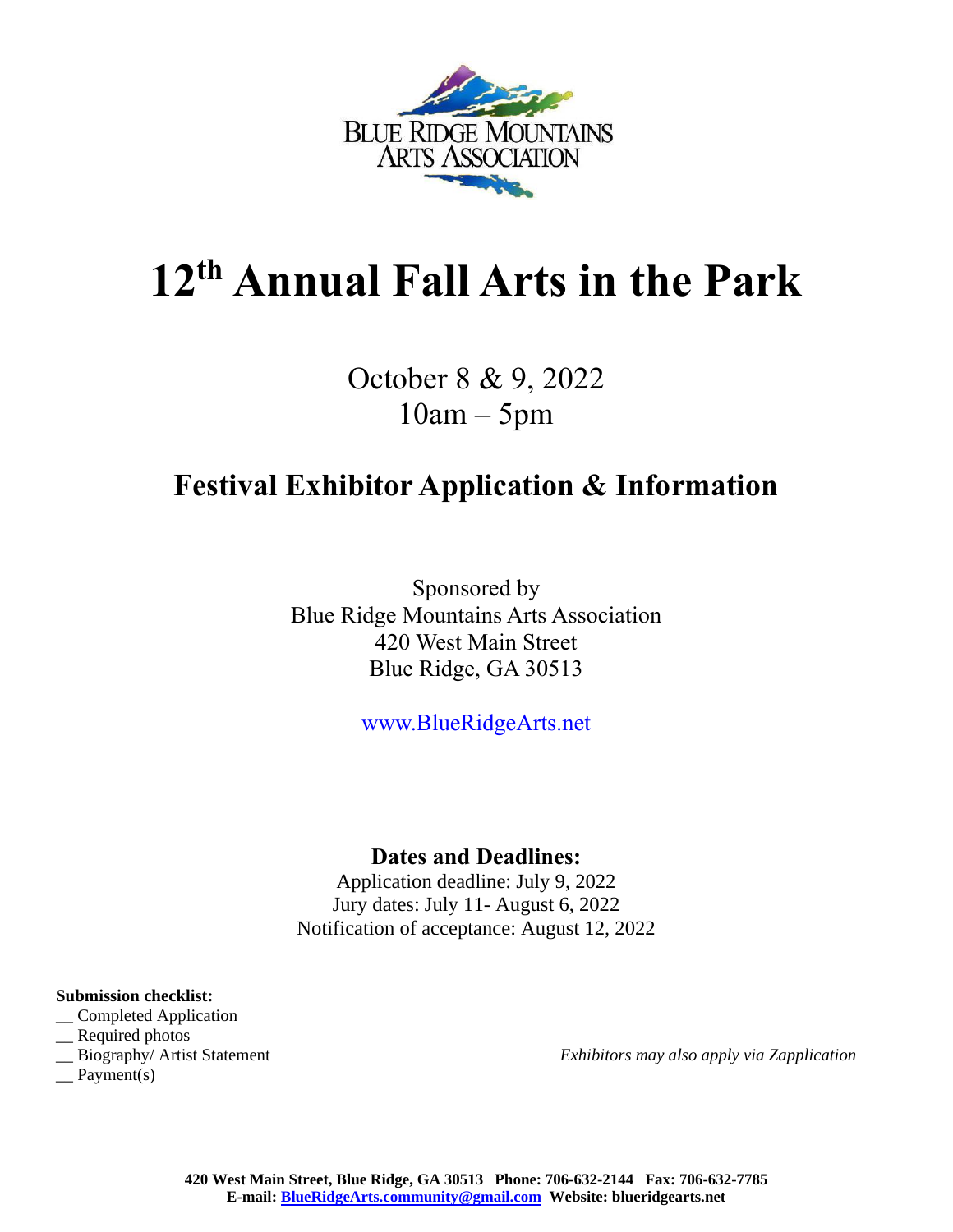BLUE RIDGE MOUNTAINS ARTS ASSOCIATION

# 12th Annual Fall Arts in the Park

October 8 & 9, 2022
10am – 5pm

## Festival Exhibitor Application & Information

Sponsored by
Blue Ridge Mountains Arts Association
420 West Main Street
Blue Ridge, GA 30513

www.BlueRidgeArts.net

**Dates and Deadlines:**
Application deadline: July 9, 2022
Jury dates: July 11- August 6, 2022
Notification of acceptance: August 12, 2022

**Submission checklist:**
__ Completed Application
__ Required photos
__ Biography/ Artist Statement
__ Payment(s)

*Exhibitors may also apply via Zapplication*

**420 West Main Street, Blue Ridge, GA 30513 Phone: 706-632-2144 Fax: 706-632-7785**
**E-mail: BlueRidgeArts.community@gmail.com Website: blueridgearts.net**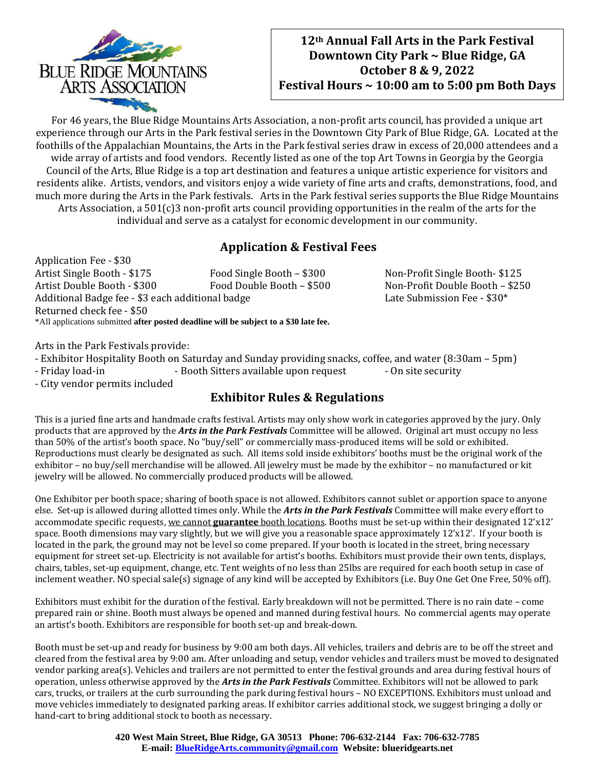BLUE RIDGE MOUNTAINS ARTS ASSOCIATION

**12th Annual Fall Arts in the Park Festival**
**Downtown City Park ~ Blue Ridge, GA**
**October 8 & 9, 2022**
**Festival Hours ~ 10:00 am to 5:00 pm Both Days**

For 46 years, the Blue Ridge Mountains Arts Association, a non-profit arts council, has provided a unique art experience through our Arts in the Park festival series in the Downtown City Park of Blue Ridge, GA. Located at the foothills of the Appalachian Mountains, the Arts in the Park festival series draw in excess of 20,000 attendees and a wide array of artists and food vendors. Recently listed as one of the top Art Towns in Georgia by the Georgia Council of the Arts, Blue Ridge is a top art destination and features a unique artistic experience for visitors and residents alike. Artists, vendors, and visitors enjoy a wide variety of fine arts and crafts, demonstrations, food, and much more during the Arts in the Park festivals. Arts in the Park festival series supports the Blue Ridge Mountains Arts Association, a 501(c)3 non-profit arts council providing opportunities in the realm of the arts for the individual and serve as a catalyst for economic development in our community.

## Application & Festival Fees

Application Fee - $30
Artist Single Booth - $175
Artist Double Booth - $300
Food Single Booth – $300
Food Double Booth – $500
Non-Profit Single Booth- $125
Non-Profit Double Booth – $250
Additional Badge fee - $3 each additional badge
Late Submission Fee - $30*
Returned check fee - $50

*All applications submitted **after posted deadline will be subject to a $30 late fee.**

Arts in the Park Festivals provide:

- Exhibitor Hospitality Booth on Saturday and Sunday providing snacks, coffee, and water (8:30am – 5pm)
- Friday load-in
- Booth Sitters available upon request
- On site security
- City vendor permits included

## Exhibitor Rules & Regulations

This is a juried fine arts and handmade crafts festival. Artists may only show work in categories approved by the jury. Only products that are approved by the ***Arts in the Park Festivals*** Committee will be allowed. Original art must occupy no less than 50% of the artist's booth space. No "buy/sell" or commercially mass-produced items will be sold or exhibited. Reproductions must clearly be designated as such. All items sold inside exhibitors' booths must be the original work of the exhibitor – no buy/sell merchandise will be allowed. All jewelry must be made by the exhibitor – no manufactured or kit jewelry will be allowed. No commercially produced products will be allowed.

One Exhibitor per booth space; sharing of booth space is not allowed. Exhibitors cannot sublet or apportion space to anyone else. Set-up is allowed during allotted times only. While the ***Arts in the Park Festivals*** Committee will make every effort to accommodate specific requests, we cannot **guarantee** booth locations. Booths must be set-up within their designated 12'x12' space. Booth dimensions may vary slightly, but we will give you a reasonable space approximately 12'x12'. If your booth is located in the park, the ground may not be level so come prepared. If your booth is located in the street, bring necessary equipment for street set-up. Electricity is not available for artist's booths. Exhibitors must provide their own tents, displays, chairs, tables, set-up equipment, change, etc. Tent weights of no less than 25lbs are required for each booth setup in case of inclement weather. NO special sale(s) signage of any kind will be accepted by Exhibitors (i.e. Buy One Get One Free, 50% off).

Exhibitors must exhibit for the duration of the festival. Early breakdown will not be permitted. There is no rain date – come prepared rain or shine. Booth must always be opened and manned during festival hours. No commercial agents may operate an artist's booth. Exhibitors are responsible for booth set-up and break-down.

Booth must be set-up and ready for business by 9:00 am both days. All vehicles, trailers and debris are to be off the street and cleared from the festival area by 9:00 am. After unloading and setup, vendor vehicles and trailers must be moved to designated vendor parking area(s). Vehicles and trailers are not permitted to enter the festival grounds and area during festival hours of operation, unless otherwise approved by the ***Arts in the Park Festivals*** Committee. Exhibitors will not be allowed to park cars, trucks, or trailers at the curb surrounding the park during festival hours – NO EXCEPTIONS. Exhibitors must unload and move vehicles immediately to designated parking areas. If exhibitor carries additional stock, we suggest bringing a dolly or hand-cart to bring additional stock to booth as necessary.

**420 West Main Street, Blue Ridge, GA 30513 Phone: 706-632-2144 Fax: 706-632-7785**
**E-mail: BlueRidgeArts.community@gmail.com Website: blueridgearts.net**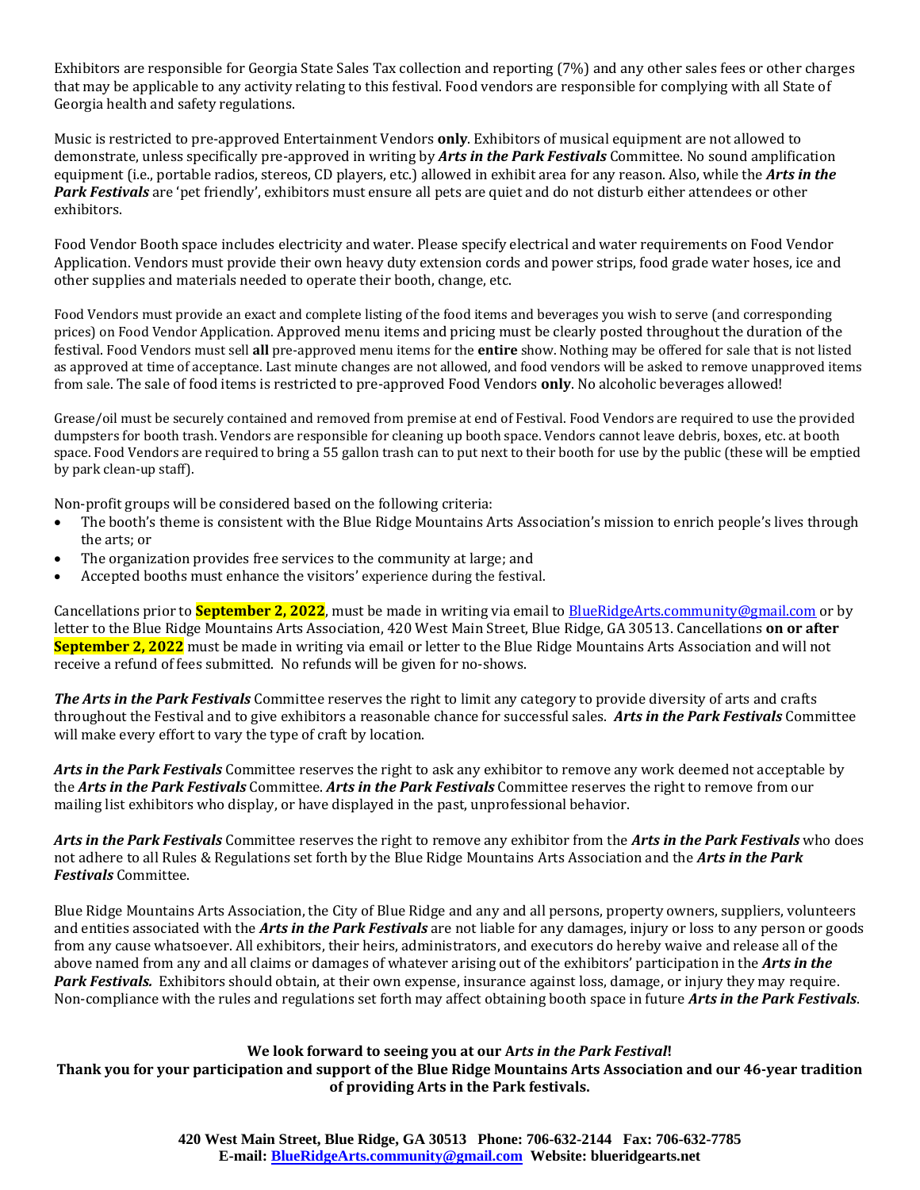Exhibitors are responsible for Georgia State Sales Tax collection and reporting (7%) and any other sales fees or other charges that may be applicable to any activity relating to this festival. Food vendors are responsible for complying with all State of Georgia health and safety regulations.

Music is restricted to pre-approved Entertainment Vendors **only**. Exhibitors of musical equipment are not allowed to demonstrate, unless specifically pre-approved in writing by ***Arts in the Park Festivals*** Committee. No sound amplification equipment (i.e., portable radios, stereos, CD players, etc.) allowed in exhibit area for any reason. Also, while the ***Arts in the Park Festivals*** are 'pet friendly', exhibitors must ensure all pets are quiet and do not disturb either attendees or other exhibitors.

Food Vendor Booth space includes electricity and water. Please specify electrical and water requirements on Food Vendor Application. Vendors must provide their own heavy duty extension cords and power strips, food grade water hoses, ice and other supplies and materials needed to operate their booth, change, etc.

Food Vendors must provide an exact and complete listing of the food items and beverages you wish to serve (and corresponding prices) on Food Vendor Application. Approved menu items and pricing must be clearly posted throughout the duration of the festival. Food Vendors must sell **all** pre-approved menu items for the **entire** show. Nothing may be offered for sale that is not listed as approved at time of acceptance. Last minute changes are not allowed, and food vendors will be asked to remove unapproved items from sale. The sale of food items is restricted to pre-approved Food Vendors **only**. No alcoholic beverages allowed!

Grease/oil must be securely contained and removed from premise at end of Festival. Food Vendors are required to use the provided dumpsters for booth trash. Vendors are responsible for cleaning up booth space. Vendors cannot leave debris, boxes, etc. at booth space. Food Vendors are required to bring a 55 gallon trash can to put next to their booth for use by the public (these will be emptied by park clean-up staff).

Non-profit groups will be considered based on the following criteria:

- The booth's theme is consistent with the Blue Ridge Mountains Arts Association's mission to enrich people's lives through the arts; or
- The organization provides free services to the community at large; and
- Accepted booths must enhance the visitors' experience during the festival.

Cancellations prior to **September 2, 2022**, must be made in writing via email to BlueRidgeArts.community@gmail.com or by letter to the Blue Ridge Mountains Arts Association, 420 West Main Street, Blue Ridge, GA 30513. Cancellations **on or after September 2, 2022** must be made in writing via email or letter to the Blue Ridge Mountains Arts Association and will not receive a refund of fees submitted. No refunds will be given for no-shows.

***The Arts in the Park Festivals*** Committee reserves the right to limit any category to provide diversity of arts and crafts throughout the Festival and to give exhibitors a reasonable chance for successful sales. ***Arts in the Park Festivals*** Committee will make every effort to vary the type of craft by location.

***Arts in the Park Festivals*** Committee reserves the right to ask any exhibitor to remove any work deemed not acceptable by the ***Arts in the Park Festivals*** Committee. ***Arts in the Park Festivals*** Committee reserves the right to remove from our mailing list exhibitors who display, or have displayed in the past, unprofessional behavior.

***Arts in the Park Festivals*** Committee reserves the right to remove any exhibitor from the ***Arts in the Park Festivals*** who does not adhere to all Rules & Regulations set forth by the Blue Ridge Mountains Arts Association and the ***Arts in the Park Festivals*** Committee.

Blue Ridge Mountains Arts Association, the City of Blue Ridge and any and all persons, property owners, suppliers, volunteers and entities associated with the ***Arts in the Park Festivals*** are not liable for any damages, injury or loss to any person or goods from any cause whatsoever. All exhibitors, their heirs, administrators, and executors do hereby waive and release all of the above named from any and all claims or damages of whatever arising out of the exhibitors' participation in the ***Arts in the Park Festivals.*** Exhibitors should obtain, at their own expense, insurance against loss, damage, or injury they may require. Non-compliance with the rules and regulations set forth may affect obtaining booth space in future ***Arts in the Park Festivals***.

**We look forward to seeing you at our *Arts in the Park Festival*!**

**Thank you for your participation and support of the Blue Ridge Mountains Arts Association and our 46-year tradition of providing Arts in the Park festivals.**

**420 West Main Street, Blue Ridge, GA 30513 Phone: 706-632-2144 Fax: 706-632-7785**
**E-mail: BlueRidgeArts.community@gmail.com Website: blueridgearts.net**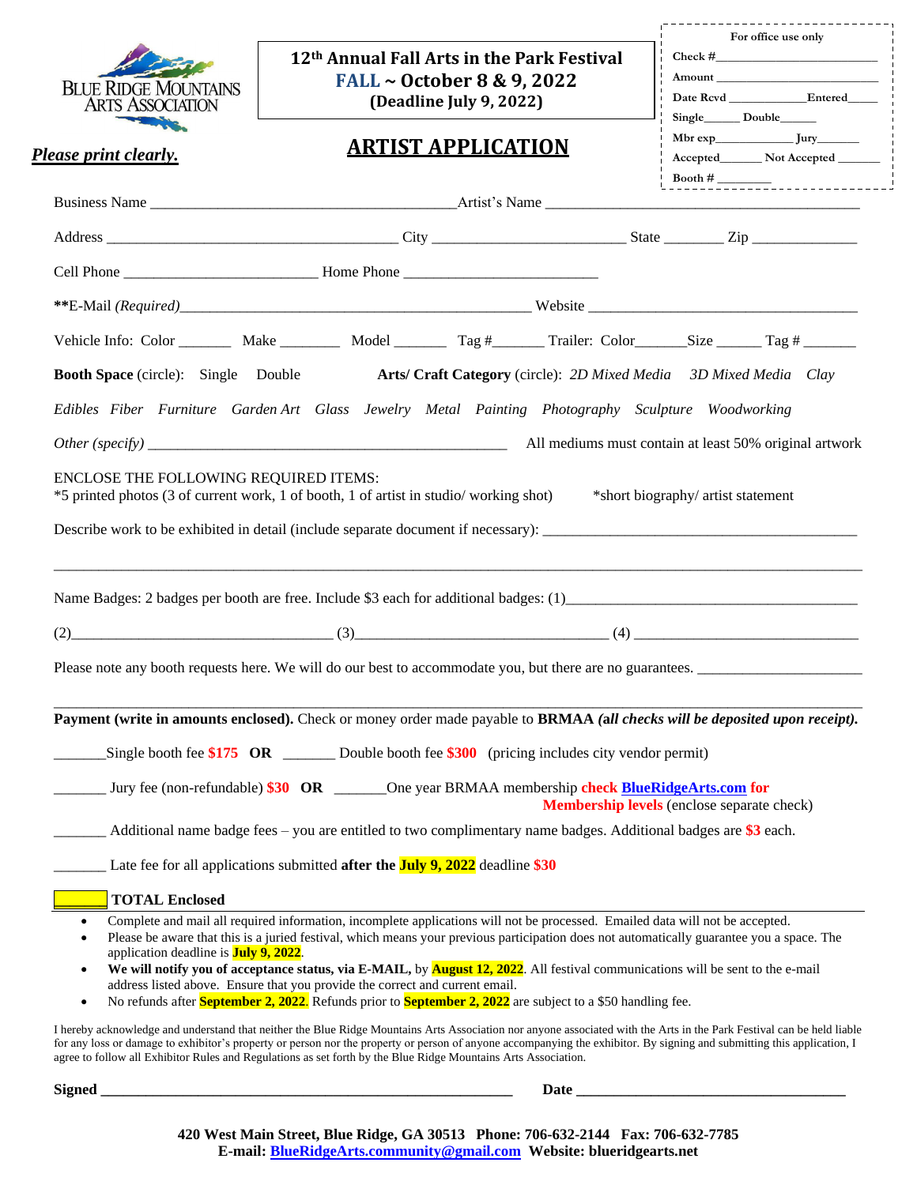BLUE RIDGE MOUNTAINS ARTS ASSOCIATION

# 12th Annual Fall Arts in the Park Festival

**FALL ~ October 8 & 9, 2022**

**(Deadline July 9, 2022)**

For office use only

Check # ____________________

Amount ____________________

Date Rcvd ____________ Entered _____

Single______ Double______

Mbr exp____________ Jury_______

Accepted_______ Not Accepted _______

Booth # _________

***Please print clearly.***

## ARTIST APPLICATION

Business Name ________________________________________ Artist's Name ________________________________________

Address ______________________________________ City _________________________ State ________ Zip ______________

Cell Phone _________________________ Home Phone _________________________

**\*\*E-Mail** *(Required)*_____________________________________________ Website ___________________________________

Vehicle Info: Color _______ Make ________ Model _______ Tag #_______ Trailer: Color_______Size ______ Tag # _______

**Booth Space** (circle): Single Double **Arts/ Craft Category** (circle): *2D Mixed Media 3D Mixed Media Clay Edibles Fiber Furniture Garden Art Glass Jewelry Metal Painting Photography Sculpture Woodworking*

*Other (specify)* _______________________________________________ All mediums must contain at least 50% original artwork

ENCLOSE THE FOLLOWING REQUIRED ITEMS:
*5 printed photos (3 of current work, 1 of booth, 1 of artist in studio/ working shot) *short biography/ artist statement

Describe work to be exhibited in detail (include separate document if necessary): __________________________________________

______________________________________________________________________________________________

Name Badges: 2 badges per booth are free. Include $3 each for additional badges: (1)_______________________________________

(2)__________________________________ (3)_________________________________ (4) _______________________________

Please note any booth requests here. We will do our best to accommodate you, but there are no guarantees. _____________________

______________________________________________________________________________________________

**Payment (write in amounts enclosed).** Check or money order made payable to **BRMAA** ***(all checks will be deposited upon receipt).***

_______Single booth fee **$175** **OR** _______ Double booth fee **$300** (pricing includes city vendor permit)

_______ Jury fee (non-refundable) **$30** **OR** _______One year BRMAA membership **check BlueRidgeArts.com for Membership levels** (enclose separate check)

_______ Additional name badge fees – you are entitled to two complimentary name badges. Additional badges are **$3** each.

_______ Late fee for all applications submitted **after the July 9, 2022** deadline **$30**

_______ **TOTAL Enclosed**

- Complete and mail all required information, incomplete applications will not be processed. Emailed data will not be accepted.
- Please be aware that this is a juried festival, which means your previous participation does not automatically guarantee you a space. The application deadline is **July 9, 2022**.
- **We will notify you of acceptance status, via E-MAIL,** by **August 12, 2022**. All festival communications will be sent to the e-mail address listed above. Ensure that you provide the correct and current email.
- No refunds after **September 2, 2022**. Refunds prior to **September 2, 2022** are subject to a $50 handling fee.

I hereby acknowledge and understand that neither the Blue Ridge Mountains Arts Association nor anyone associated with the Arts in the Park Festival can be held liable for any loss or damage to exhibitor's property or person nor the property or person of anyone accompanying the exhibitor. By signing and submitting this application, I agree to follow all Exhibitor Rules and Regulations as set forth by the Blue Ridge Mountains Arts Association.

**Signed** ______________________________________________________ **Date** ____________________________________

**420 West Main Street, Blue Ridge, GA 30513 Phone: 706-632-2144 Fax: 706-632-7785**
**E-mail: BlueRidgeArts.community@gmail.com Website: blueridgearts.net**